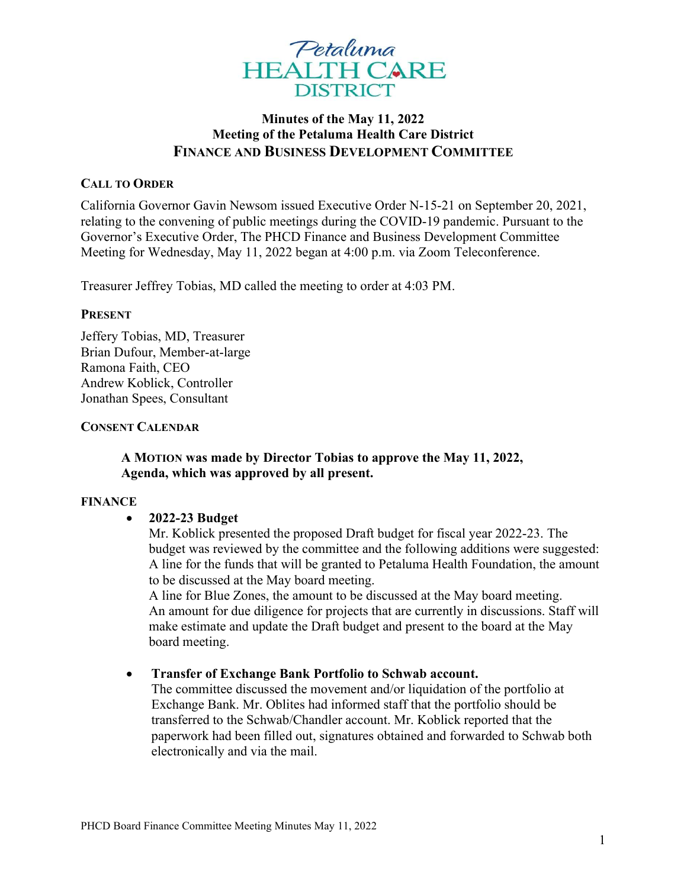Petaluma HEALTH CARE DISTRICT

# Minutes of the May 11, 2022 Meeting of the Petaluma Health Care District FINANCE AND BUSINESS DEVELOPMENT COMMITTEE

## CALL TO ORDER

California Governor Gavin Newsom issued Executive Order N-15-21 on September 20, 2021, relating to the convening of public meetings during the COVID-19 pandemic. Pursuant to the Governor's Executive Order, The PHCD Finance and Business Development Committee Meeting for Wednesday, May 11, 2022 began at 4:00 p.m. via Zoom Teleconference.

Treasurer Jeffrey Tobias, MD called the meeting to order at 4:03 PM.

## PRESENT

Jeffery Tobias, MD, Treasurer
Brian Dufour, Member-at-large
Ramona Faith, CEO
Andrew Koblick, Controller
Jonathan Spees, Consultant

## CONSENT CALENDAR

**A MOTION was made by Director Tobias to approve the May 11, 2022, Agenda, which was approved by all present.**

## FINANCE

- **2022-23 Budget**
  Mr. Koblick presented the proposed Draft budget for fiscal year 2022-23. The budget was reviewed by the committee and the following additions were suggested:
  A line for the funds that will be granted to Petaluma Health Foundation, the amount to be discussed at the May board meeting.
  A line for Blue Zones, the amount to be discussed at the May board meeting.
  An amount for due diligence for projects that are currently in discussions. Staff will make estimate and update the Draft budget and present to the board at the May board meeting.

- **Transfer of Exchange Bank Portfolio to Schwab account.**
  The committee discussed the movement and/or liquidation of the portfolio at Exchange Bank. Mr. Oblites had informed staff that the portfolio should be transferred to the Schwab/Chandler account. Mr. Koblick reported that the paperwork had been filled out, signatures obtained and forwarded to Schwab both electronically and via the mail.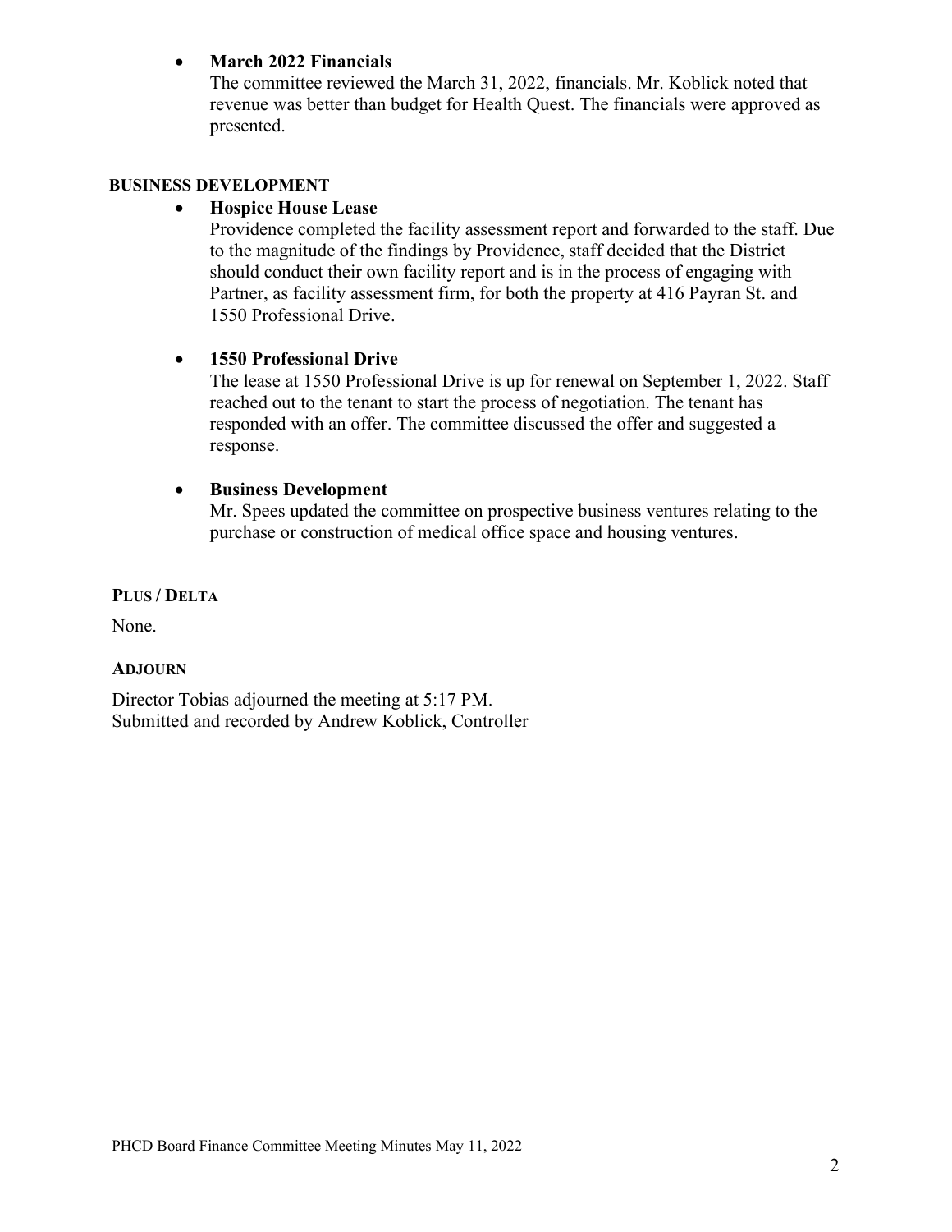- **March 2022 Financials**
  The committee reviewed the March 31, 2022, financials. Mr. Koblick noted that revenue was better than budget for Health Quest. The financials were approved as presented.

**BUSINESS DEVELOPMENT**

- **Hospice House Lease**
  Providence completed the facility assessment report and forwarded to the staff. Due to the magnitude of the findings by Providence, staff decided that the District should conduct their own facility report and is in the process of engaging with Partner, as facility assessment firm, for both the property at 416 Payran St. and 1550 Professional Drive.

- **1550 Professional Drive**
  The lease at 1550 Professional Drive is up for renewal on September 1, 2022. Staff reached out to the tenant to start the process of negotiation. The tenant has responded with an offer. The committee discussed the offer and suggested a response.

- **Business Development**
  Mr. Spees updated the committee on prospective business ventures relating to the purchase or construction of medical office space and housing ventures.

**PLUS / DELTA**

None.

**ADJOURN**

Director Tobias adjourned the meeting at 5:17 PM.
Submitted and recorded by Andrew Koblick, Controller